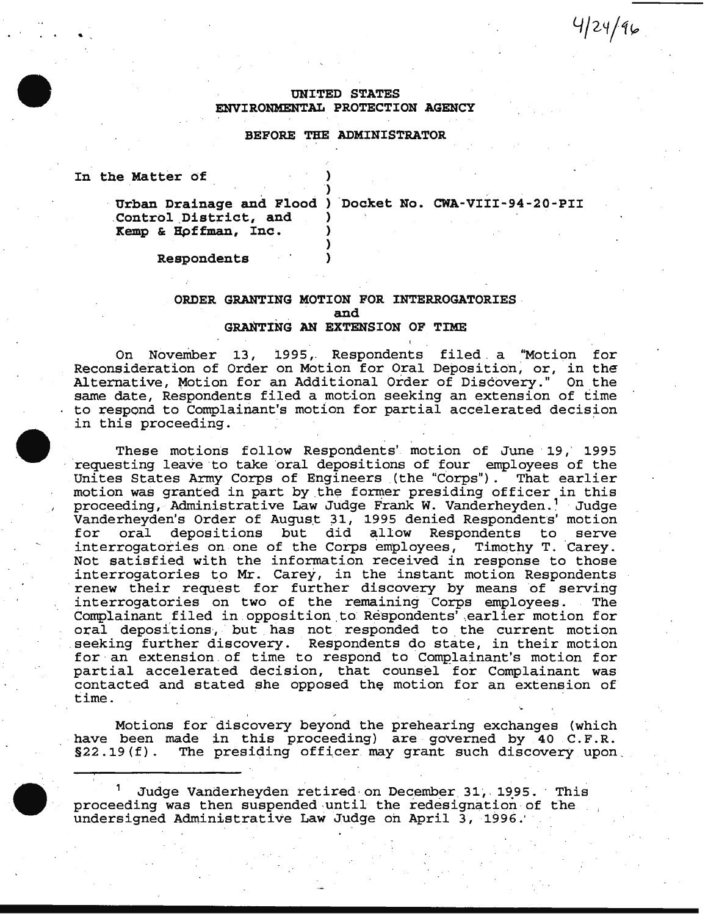4/24/96

UNITED STATES
ENVIRONMENTAL PROTECTION AGENCY

BEFORE THE ADMINISTRATOR

In the Matter of )
)
Urban Drainage and Flood ) Docket No. CWA-VIII-94-20-PII
Control District, and )
Kemp & Hoffman, Inc. )
)
Respondents )

## ORDER GRANTING MOTION FOR INTERROGATORIES and GRANTING AN EXTENSION OF TIME

On November 13, 1995, Respondents filed a "Motion for Reconsideration of Order on Motion for Oral Deposition, or, in the Alternative, Motion for an Additional Order of Discovery." On the same date, Respondents filed a motion seeking an extension of time to respond to Complainant's motion for partial accelerated decision in this proceeding.

These motions follow Respondents' motion of June 19, 1995 requesting leave to take oral depositions of four employees of the Unites States Army Corps of Engineers (the "Corps"). That earlier motion was granted in part by the former presiding officer in this proceeding, Administrative Law Judge Frank W. Vanderheyden.[1] Judge Vanderheyden's Order of August 31, 1995 denied Respondents' motion for oral depositions but did allow Respondents to serve interrogatories on one of the Corps employees, Timothy T. Carey. Not satisfied with the information received in response to those interrogatories to Mr. Carey, in the instant motion Respondents renew their request for further discovery by means of serving interrogatories on two of the remaining Corps employees. The Complainant filed in opposition to Respondents' earlier motion for oral depositions, but has not responded to the current motion seeking further discovery. Respondents do state, in their motion for an extension of time to respond to Complainant's motion for partial accelerated decision, that counsel for Complainant was contacted and stated she opposed the motion for an extension of time.

Motions for discovery beyond the prehearing exchanges (which have been made in this proceeding) are governed by 40 C.F.R. §22.19(f). The presiding officer may grant such discovery upon

---

[1] Judge Vanderheyden retired on December 31, 1995. This proceeding was then suspended until the redesignation of the undersigned Administrative Law Judge on April 3, 1996.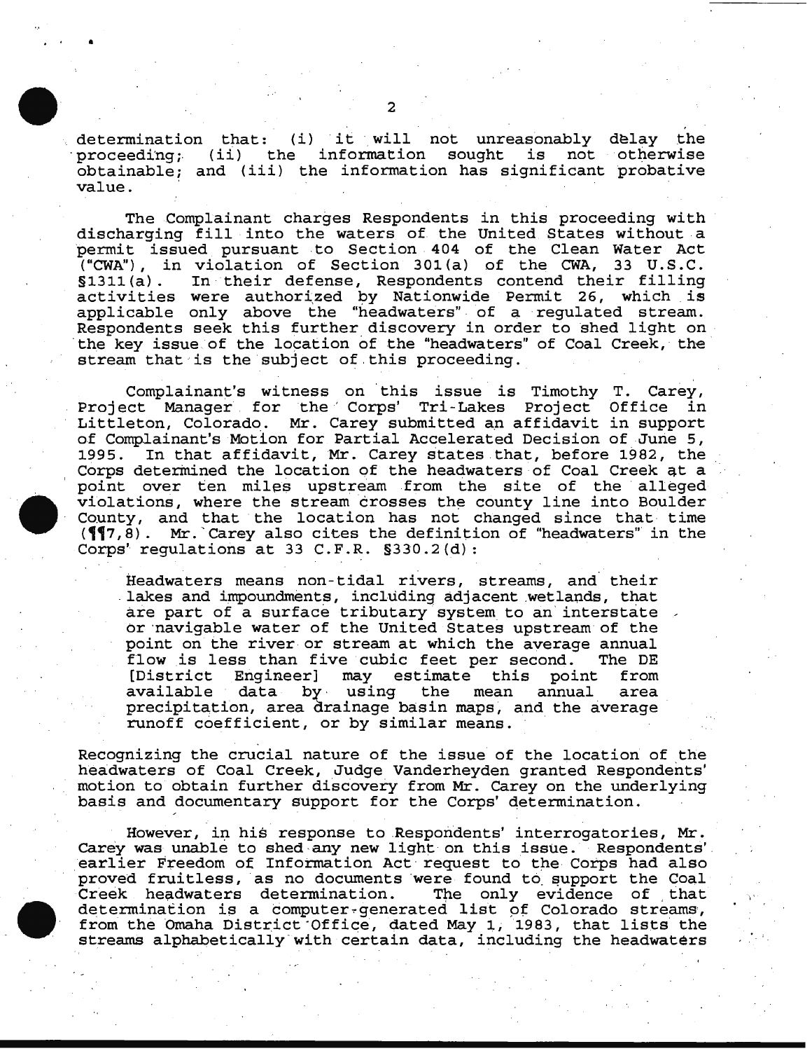determination that: (i) it will not unreasonably delay the proceeding; (ii) the information sought is not otherwise obtainable; and (iii) the information has significant probative value.

The Complainant charges Respondents in this proceeding with discharging fill into the waters of the United States without a permit issued pursuant to Section 404 of the Clean Water Act ("CWA"), in violation of Section 301(a) of the CWA, 33 U.S.C. §1311(a). In their defense, Respondents contend their filling activities were authorized by Nationwide Permit 26, which is applicable only above the "headwaters" of a regulated stream. Respondents seek this further discovery in order to shed light on the key issue of the location of the "headwaters" of Coal Creek, the stream that is the subject of this proceeding.

Complainant's witness on this issue is Timothy T. Carey, Project Manager for the Corps' Tri-Lakes Project Office in Littleton, Colorado. Mr. Carey submitted an affidavit in support of Complainant's Motion for Partial Accelerated Decision of June 5, 1995. In that affidavit, Mr. Carey states that, before 1982, the Corps determined the location of the headwaters of Coal Creek at a point over ten miles upstream from the site of the alleged violations, where the stream crosses the county line into Boulder County, and that the location has not changed since that time (¶¶7,8). Mr. Carey also cites the definition of "headwaters" in the Corps' regulations at 33 C.F.R. §330.2(d):

> Headwaters means non-tidal rivers, streams, and their lakes and impoundments, including adjacent wetlands, that are part of a surface tributary system to an interstate or navigable water of the United States upstream of the point on the river or stream at which the average annual flow is less than five cubic feet per second. The DE [District Engineer] may estimate this point from available data by using the mean annual area precipitation, area drainage basin maps, and the average runoff coefficient, or by similar means.

Recognizing the crucial nature of the issue of the location of the headwaters of Coal Creek, Judge Vanderheyden granted Respondents' motion to obtain further discovery from Mr. Carey on the underlying basis and documentary support for the Corps' determination.

However, in his response to Respondents' interrogatories, Mr. Carey was unable to shed any new light on this issue. Respondents' earlier Freedom of Information Act request to the Corps had also proved fruitless, as no documents were found to support the Coal Creek headwaters determination. The only evidence of that determination is a computer-generated list of Colorado streams, from the Omaha District Office, dated May 1, 1983, that lists the streams alphabetically with certain data, including the headwaters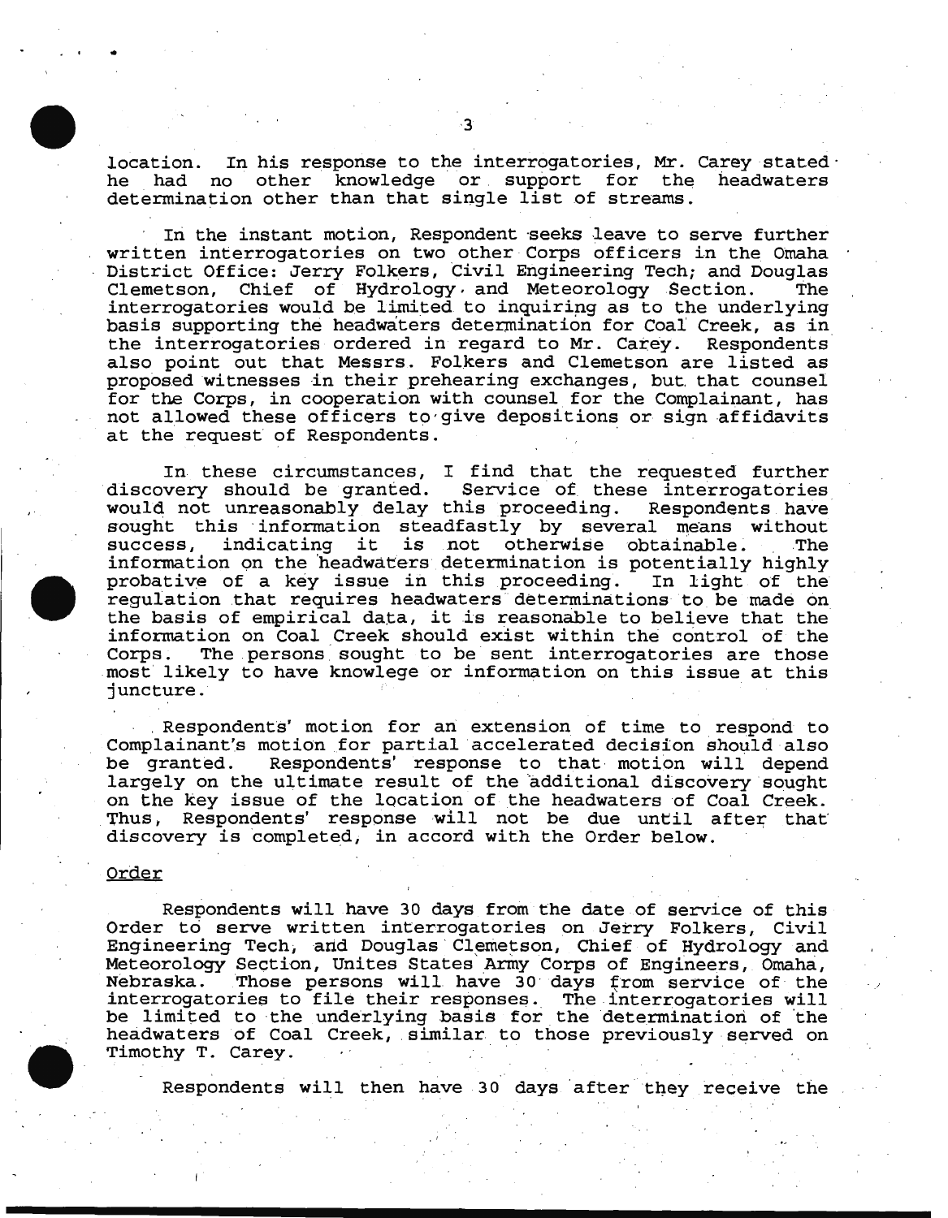location. In his response to the interrogatories, Mr. Carey stated he had no other knowledge or support for the headwaters determination other than that single list of streams.

In the instant motion, Respondent seeks leave to serve further written interrogatories on two other Corps officers in the Omaha District Office: Jerry Folkers, Civil Engineering Tech; and Douglas Clemetson, Chief of Hydrology and Meteorology Section. The interrogatories would be limited to inquiring as to the underlying basis supporting the headwaters determination for Coal Creek, as in the interrogatories ordered in regard to Mr. Carey. Respondents also point out that Messrs. Folkers and Clemetson are listed as proposed witnesses in their prehearing exchanges, but that counsel for the Corps, in cooperation with counsel for the Complainant, has not allowed these officers to give depositions or sign affidavits at the request of Respondents.

In these circumstances, I find that the requested further discovery should be granted. Service of these interrogatories would not unreasonably delay this proceeding. Respondents have sought this information steadfastly by several means without success, indicating it is not otherwise obtainable. The information on the headwaters determination is potentially highly probative of a key issue in this proceeding. In light of the regulation that requires headwaters determinations to be made on the basis of empirical data, it is reasonable to believe that the information on Coal Creek should exist within the control of the Corps. The persons sought to be sent interrogatories are those most likely to have knowlege or information on this issue at this juncture.

Respondents' motion for an extension of time to respond to Complainant's motion for partial accelerated decision should also be granted. Respondents' response to that motion will depend largely on the ultimate result of the additional discovery sought on the key issue of the location of the headwaters of Coal Creek. Thus, Respondents' response will not be due until after that discovery is completed, in accord with the Order below.

## Order

Respondents will have 30 days from the date of service of this Order to serve written interrogatories on Jerry Folkers, Civil Engineering Tech, and Douglas Clemetson, Chief of Hydrology and Meteorology Section, Unites States Army Corps of Engineers, Omaha, Nebraska. Those persons will have 30 days from service of the interrogatories to file their responses. The interrogatories will be limited to the underlying basis for the determination of the headwaters of Coal Creek, similar to those previously served on Timothy T. Carey.

Respondents will then have 30 days after they receive the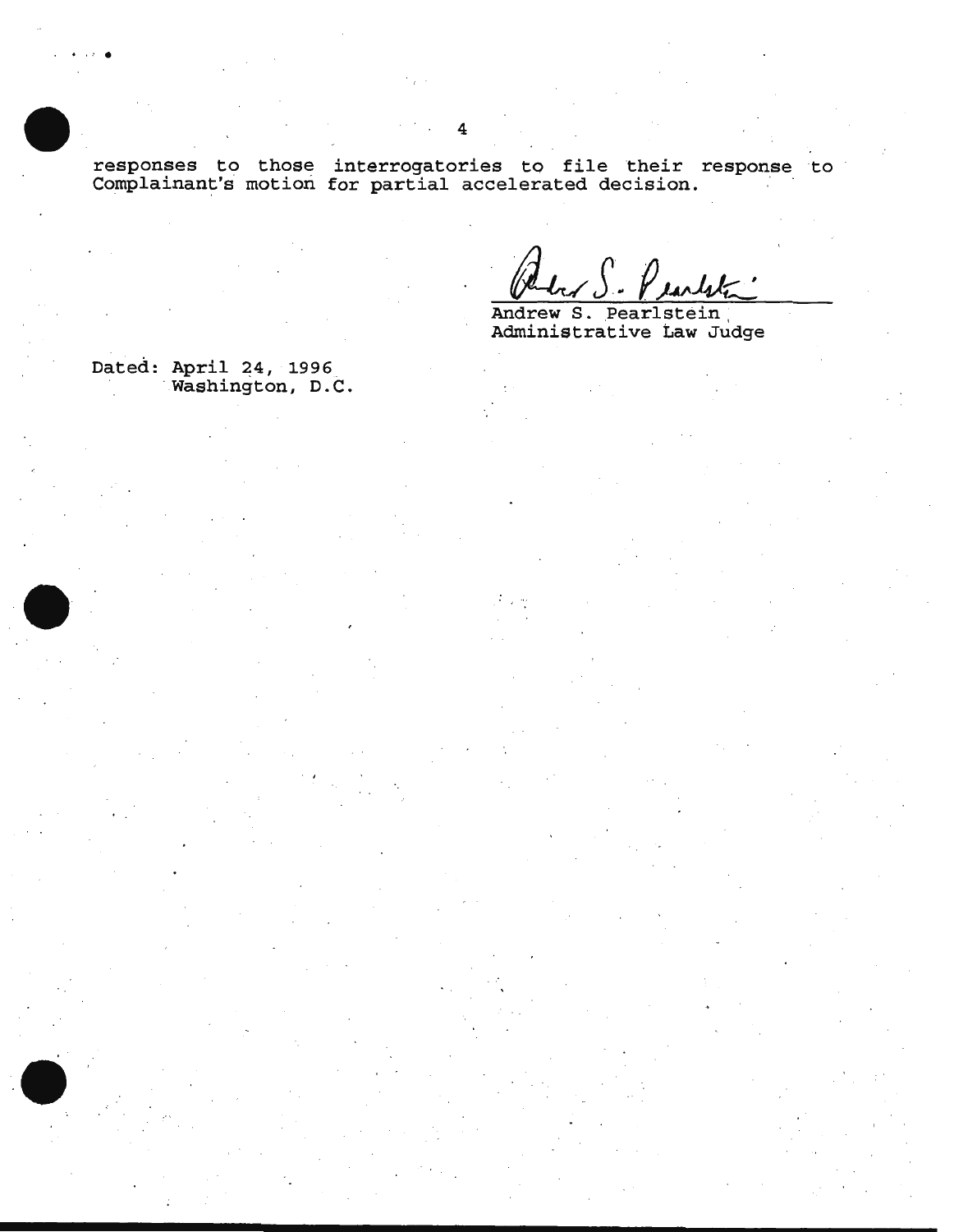responses to those interrogatories to file their response to Complainant's motion for partial accelerated decision.

Andrew S. Pearlstein
Administrative Law Judge

Dated: April 24, 1996
Washington, D.C.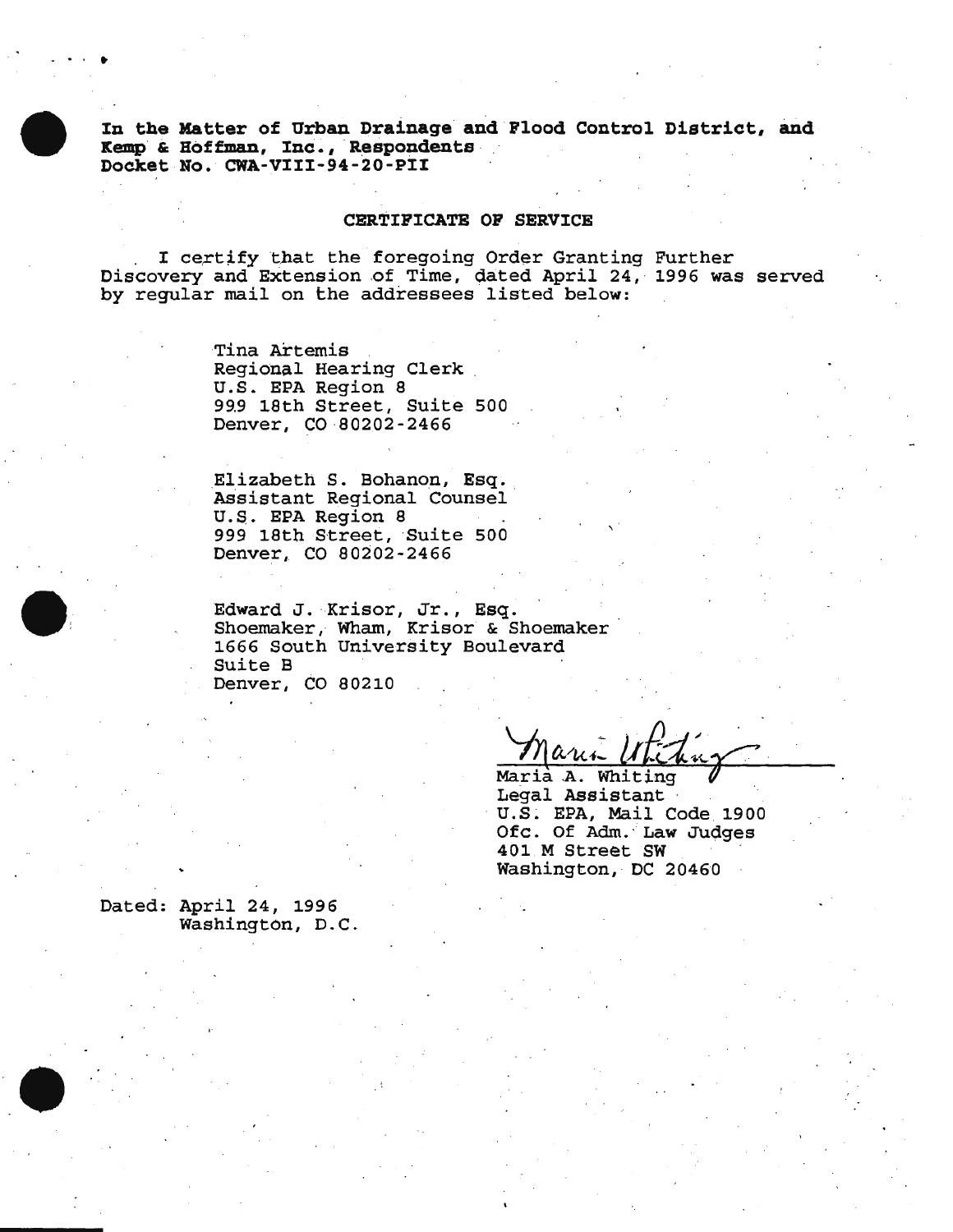**In the Matter of Urban Drainage and Flood Control District, and Kemp & Hoffman, Inc., Respondents**
**Docket No. CWA-VIII-94-20-PII**

## CERTIFICATE OF SERVICE

I certify that the foregoing Order Granting Further Discovery and Extension of Time, dated April 24, 1996 was served by regular mail on the addressees listed below:

Tina Artemis
Regional Hearing Clerk
U.S. EPA Region 8
999 18th Street, Suite 500
Denver, CO 80202-2466

Elizabeth S. Bohanon, Esq.
Assistant Regional Counsel
U.S. EPA Region 8
999 18th Street, Suite 500
Denver, CO 80202-2466

Edward J. Krisor, Jr., Esq.
Shoemaker, Wham, Krisor & Shoemaker
1666 South University Boulevard
Suite B
Denver, CO 80210

Maria Whiting

Maria A. Whiting
Legal Assistant
U.S. EPA, Mail Code 1900
Ofc. Of Adm. Law Judges
401 M Street SW
Washington, DC 20460

Dated: April 24, 1996
Washington, D.C.